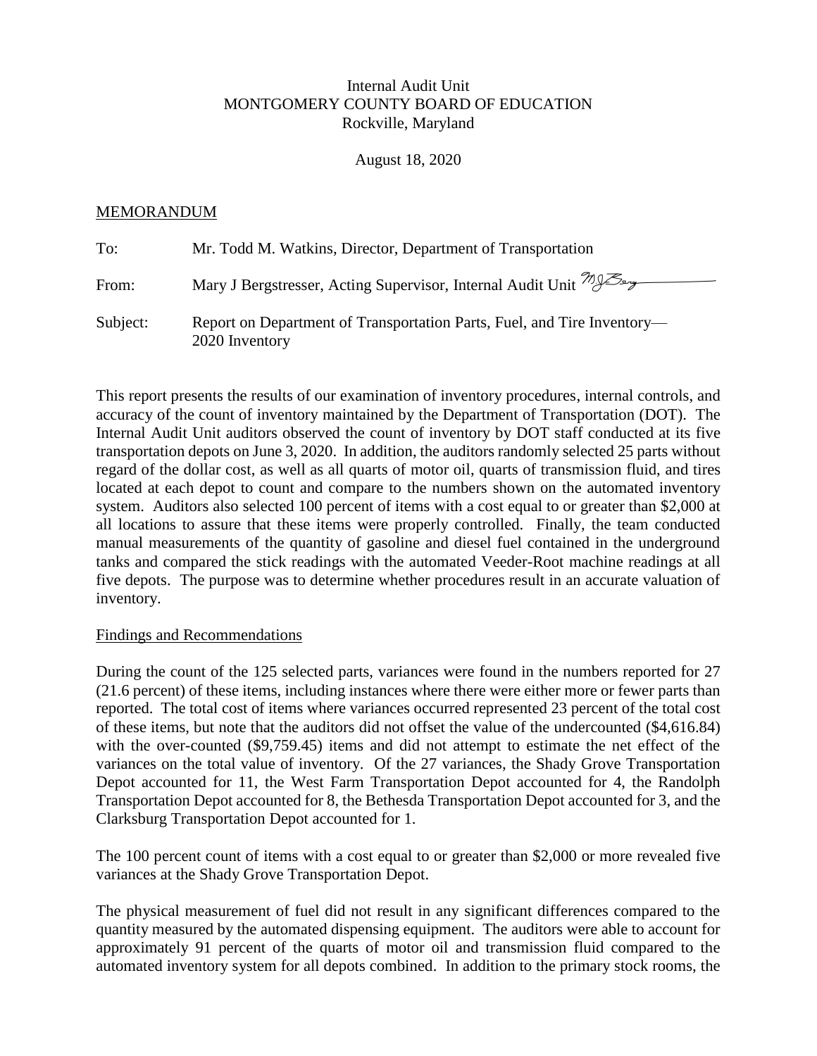Internal Audit Unit
MONTGOMERY COUNTY BOARD OF EDUCATION
Rockville, Maryland

August 18, 2020

MEMORANDUM

To: Mr. Todd M. Watkins, Director, Department of Transportation

From: Mary J Bergstresser, Acting Supervisor, Internal Audit Unit

Subject: Report on Department of Transportation Parts, Fuel, and Tire Inventory—2020 Inventory

This report presents the results of our examination of inventory procedures, internal controls, and accuracy of the count of inventory maintained by the Department of Transportation (DOT). The Internal Audit Unit auditors observed the count of inventory by DOT staff conducted at its five transportation depots on June 3, 2020. In addition, the auditors randomly selected 25 parts without regard of the dollar cost, as well as all quarts of motor oil, quarts of transmission fluid, and tires located at each depot to count and compare to the numbers shown on the automated inventory system. Auditors also selected 100 percent of items with a cost equal to or greater than $2,000 at all locations to assure that these items were properly controlled. Finally, the team conducted manual measurements of the quantity of gasoline and diesel fuel contained in the underground tanks and compared the stick readings with the automated Veeder-Root machine readings at all five depots. The purpose was to determine whether procedures result in an accurate valuation of inventory.

Findings and Recommendations

During the count of the 125 selected parts, variances were found in the numbers reported for 27 (21.6 percent) of these items, including instances where there were either more or fewer parts than reported. The total cost of items where variances occurred represented 23 percent of the total cost of these items, but note that the auditors did not offset the value of the undercounted ($4,616.84) with the over-counted ($9,759.45) items and did not attempt to estimate the net effect of the variances on the total value of inventory. Of the 27 variances, the Shady Grove Transportation Depot accounted for 11, the West Farm Transportation Depot accounted for 4, the Randolph Transportation Depot accounted for 8, the Bethesda Transportation Depot accounted for 3, and the Clarksburg Transportation Depot accounted for 1.

The 100 percent count of items with a cost equal to or greater than $2,000 or more revealed five variances at the Shady Grove Transportation Depot.

The physical measurement of fuel did not result in any significant differences compared to the quantity measured by the automated dispensing equipment. The auditors were able to account for approximately 91 percent of the quarts of motor oil and transmission fluid compared to the automated inventory system for all depots combined. In addition to the primary stock rooms, the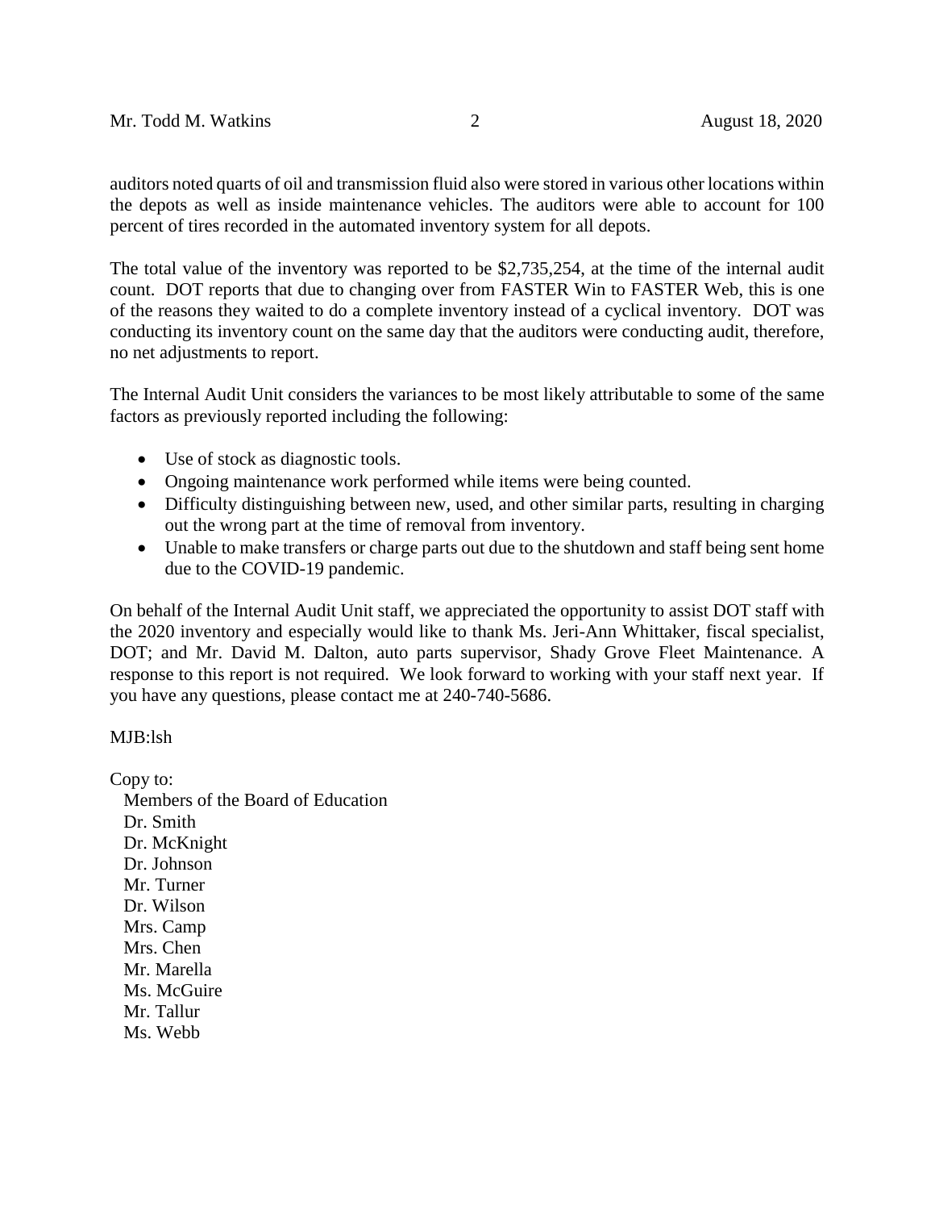auditors noted quarts of oil and transmission fluid also were stored in various other locations within the depots as well as inside maintenance vehicles. The auditors were able to account for 100 percent of tires recorded in the automated inventory system for all depots.

The total value of the inventory was reported to be $2,735,254, at the time of the internal audit count. DOT reports that due to changing over from FASTER Win to FASTER Web, this is one of the reasons they waited to do a complete inventory instead of a cyclical inventory. DOT was conducting its inventory count on the same day that the auditors were conducting audit, therefore, no net adjustments to report.

The Internal Audit Unit considers the variances to be most likely attributable to some of the same factors as previously reported including the following:

- Use of stock as diagnostic tools.
- Ongoing maintenance work performed while items were being counted.
- Difficulty distinguishing between new, used, and other similar parts, resulting in charging out the wrong part at the time of removal from inventory.
- Unable to make transfers or charge parts out due to the shutdown and staff being sent home due to the COVID-19 pandemic.

On behalf of the Internal Audit Unit staff, we appreciated the opportunity to assist DOT staff with the 2020 inventory and especially would like to thank Ms. Jeri-Ann Whittaker, fiscal specialist, DOT; and Mr. David M. Dalton, auto parts supervisor, Shady Grove Fleet Maintenance. A response to this report is not required. We look forward to working with your staff next year. If you have any questions, please contact me at 240-740-5686.

MJB:lsh

Copy to:
Members of the Board of Education
Dr. Smith
Dr. McKnight
Dr. Johnson
Mr. Turner
Dr. Wilson
Mrs. Camp
Mrs. Chen
Mr. Marella
Ms. McGuire
Mr. Tallur
Ms. Webb